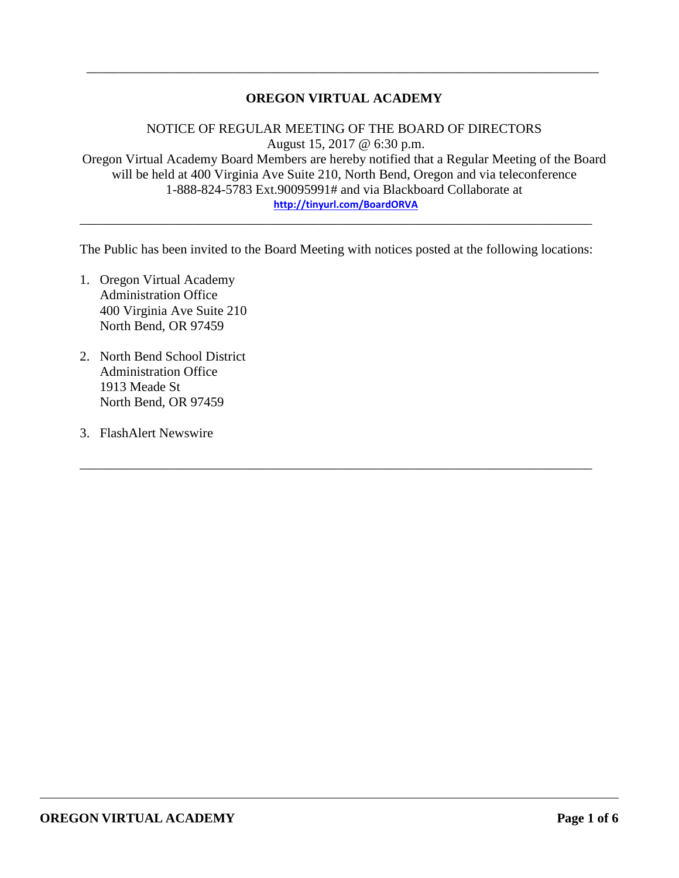---

## OREGON VIRTUAL ACADEMY

NOTICE OF REGULAR MEETING OF THE BOARD OF DIRECTORS
August 15, 2017 @ 6:30 p.m.
Oregon Virtual Academy Board Members are hereby notified that a Regular Meeting of the Board will be held at 400 Virginia Ave Suite 210, North Bend, Oregon and via teleconference 1-888-824-5783 Ext.90095991# and via Blackboard Collaborate at
**http://tinyurl.com/BoardORVA**

---

The Public has been invited to the Board Meeting with notices posted at the following locations:

1. Oregon Virtual Academy
   Administration Office
   400 Virginia Ave Suite 210
   North Bend, OR 97459

2. North Bend School District
   Administration Office
   1913 Meade St
   North Bend, OR 97459

3. FlashAlert Newswire

---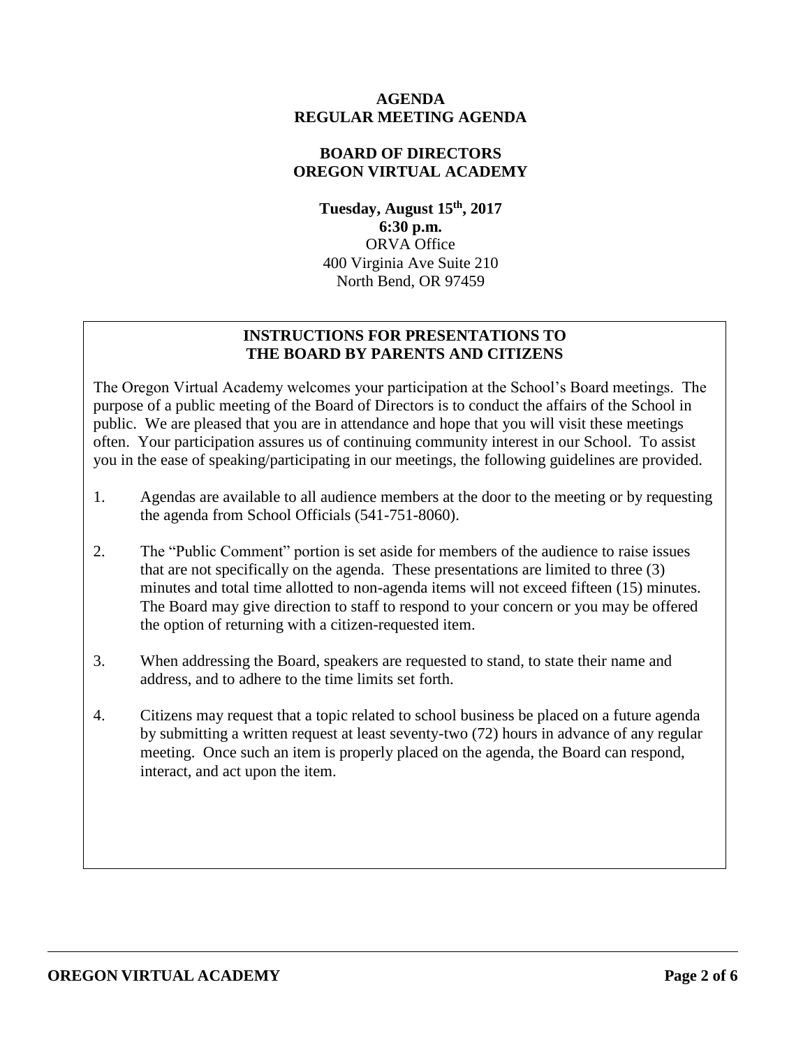**AGENDA**
**REGULAR MEETING AGENDA**

**BOARD OF DIRECTORS**
**OREGON VIRTUAL ACADEMY**

**Tuesday, August 15th, 2017**
**6:30 p.m.**
ORVA Office
400 Virginia Ave Suite 210
North Bend, OR 97459

**INSTRUCTIONS FOR PRESENTATIONS TO THE BOARD BY PARENTS AND CITIZENS**

The Oregon Virtual Academy welcomes your participation at the School's Board meetings. The purpose of a public meeting of the Board of Directors is to conduct the affairs of the School in public. We are pleased that you are in attendance and hope that you will visit these meetings often. Your participation assures us of continuing community interest in our School. To assist you in the ease of speaking/participating in our meetings, the following guidelines are provided.

1. Agendas are available to all audience members at the door to the meeting or by requesting the agenda from School Officials (541-751-8060).

2. The "Public Comment" portion is set aside for members of the audience to raise issues that are not specifically on the agenda. These presentations are limited to three (3) minutes and total time allotted to non-agenda items will not exceed fifteen (15) minutes. The Board may give direction to staff to respond to your concern or you may be offered the option of returning with a citizen-requested item.

3. When addressing the Board, speakers are requested to stand, to state their name and address, and to adhere to the time limits set forth.

4. Citizens may request that a topic related to school business be placed on a future agenda by submitting a written request at least seventy-two (72) hours in advance of any regular meeting. Once such an item is properly placed on the agenda, the Board can respond, interact, and act upon the item.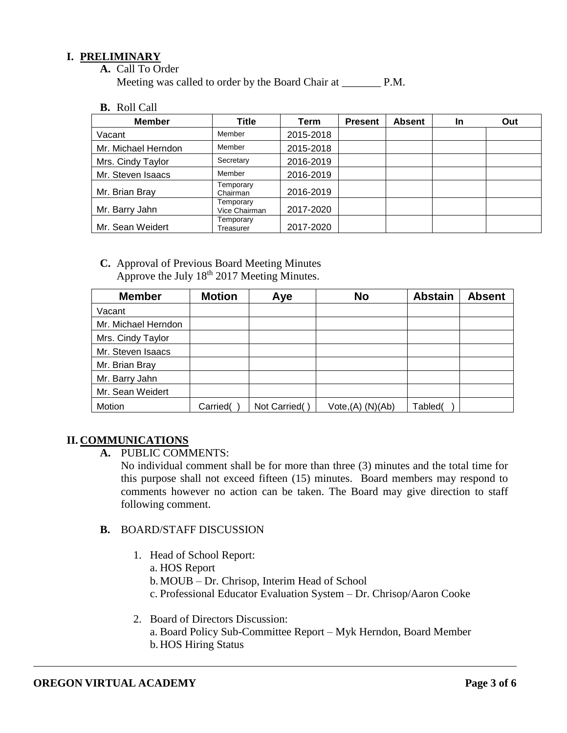## I. PRELIMINARY

**A.** Call To Order

Meeting was called to order by the Board Chair at _______ P.M.

**B.** Roll Call

| Member | Title | Term | Present | Absent | In | Out |
|---|---|---|---|---|---|---|
| Vacant | Member | 2015-2018 | | | | |
| Mr. Michael Herndon | Member | 2015-2018 | | | | |
| Mrs. Cindy Taylor | Secretary | 2016-2019 | | | | |
| Mr. Steven Isaacs | Member | 2016-2019 | | | | |
| Mr. Brian Bray | Temporary Chairman | 2016-2019 | | | | |
| Mr. Barry Jahn | Temporary Vice Chairman | 2017-2020 | | | | |
| Mr. Sean Weidert | Temporary Treasurer | 2017-2020 | | | | |

**C.** Approval of Previous Board Meeting Minutes

Approve the July 18th 2017 Meeting Minutes.

| Member | Motion | Aye | No | Abstain | Absent |
|---|---|---|---|---|---|
| Vacant | | | | | |
| Mr. Michael Herndon | | | | | |
| Mrs. Cindy Taylor | | | | | |
| Mr. Steven Isaacs | | | | | |
| Mr. Brian Bray | | | | | |
| Mr. Barry Jahn | | | | | |
| Mr. Sean Weidert | | | | | |
| Motion | Carried( ) | Not Carried( ) | Vote,(A) (N)(Ab) | Tabled( ) | |

## II. COMMUNICATIONS

**A.** PUBLIC COMMENTS:

No individual comment shall be for more than three (3) minutes and the total time for this purpose shall not exceed fifteen (15) minutes. Board members may respond to comments however no action can be taken. The Board may give direction to staff following comment.

**B.** BOARD/STAFF DISCUSSION

1. Head of School Report:
   a. HOS Report
   b. MOUB – Dr. Chrisop, Interim Head of School
   c. Professional Educator Evaluation System – Dr. Chrisop/Aaron Cooke

2. Board of Directors Discussion:
   a. Board Policy Sub-Committee Report – Myk Herndon, Board Member
   b. HOS Hiring Status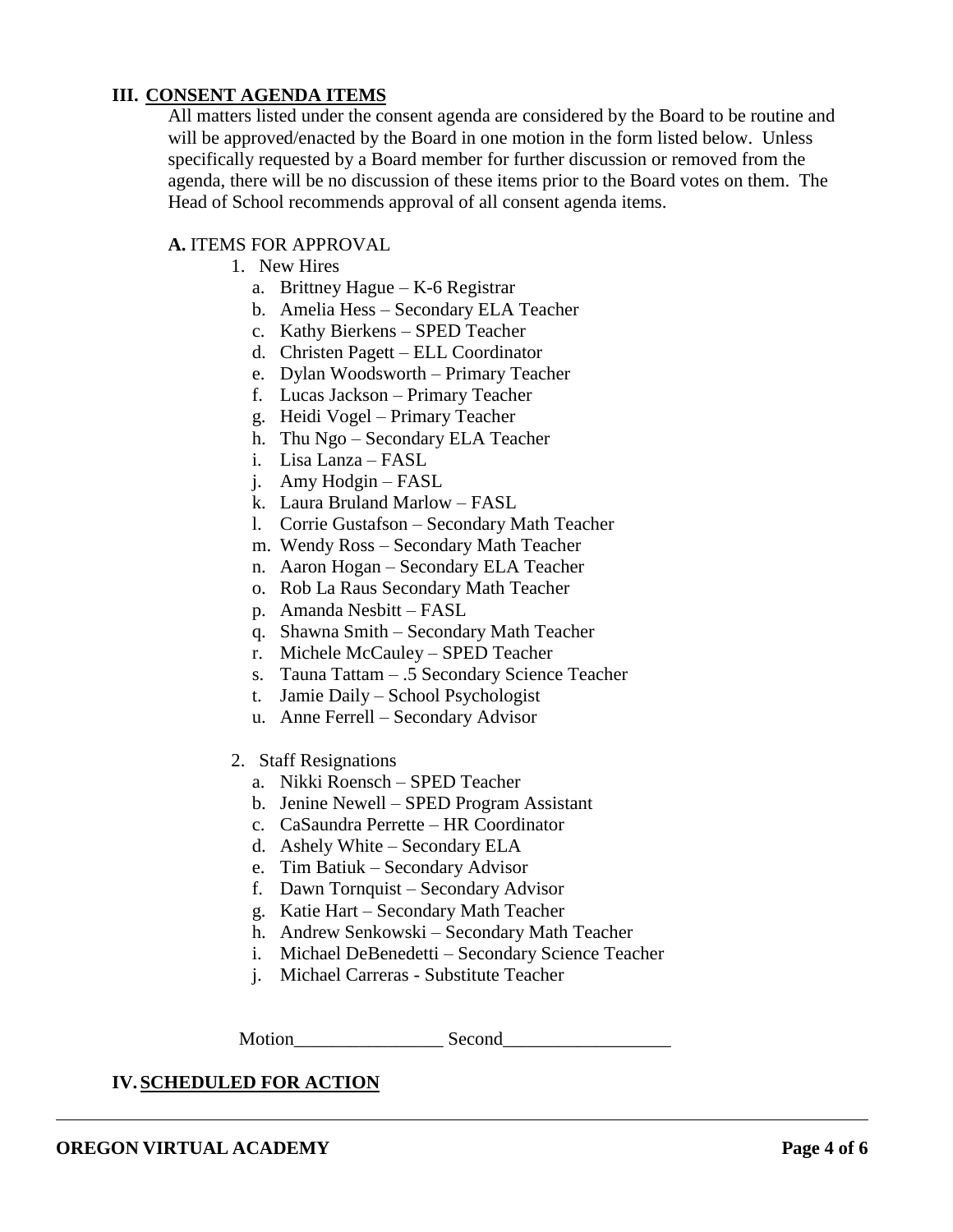## III. CONSENT AGENDA ITEMS

All matters listed under the consent agenda are considered by the Board to be routine and will be approved/enacted by the Board in one motion in the form listed below. Unless specifically requested by a Board member for further discussion or removed from the agenda, there will be no discussion of these items prior to the Board votes on them. The Head of School recommends approval of all consent agenda items.

**A.** ITEMS FOR APPROVAL

1. New Hires
   a. Brittney Hague – K-6 Registrar
   b. Amelia Hess – Secondary ELA Teacher
   c. Kathy Bierkens – SPED Teacher
   d. Christen Pagett – ELL Coordinator
   e. Dylan Woodsworth – Primary Teacher
   f. Lucas Jackson – Primary Teacher
   g. Heidi Vogel – Primary Teacher
   h. Thu Ngo – Secondary ELA Teacher
   i. Lisa Lanza – FASL
   j. Amy Hodgin – FASL
   k. Laura Bruland Marlow – FASL
   l. Corrie Gustafson – Secondary Math Teacher
   m. Wendy Ross – Secondary Math Teacher
   n. Aaron Hogan – Secondary ELA Teacher
   o. Rob La Raus Secondary Math Teacher
   p. Amanda Nesbitt – FASL
   q. Shawna Smith – Secondary Math Teacher
   r. Michele McCauley – SPED Teacher
   s. Tauna Tattam – .5 Secondary Science Teacher
   t. Jamie Daily – School Psychologist
   u. Anne Ferrell – Secondary Advisor

2. Staff Resignations
   a. Nikki Roensch – SPED Teacher
   b. Jenine Newell – SPED Program Assistant
   c. CaSaundra Perrette – HR Coordinator
   d. Ashely White – Secondary ELA
   e. Tim Batiuk – Secondary Advisor
   f. Dawn Tornquist – Secondary Advisor
   g. Katie Hart – Secondary Math Teacher
   h. Andrew Senkowski – Secondary Math Teacher
   i. Michael DeBenedetti – Secondary Science Teacher
   j. Michael Carreras - Substitute Teacher

Motion________________ Second__________________

## IV. SCHEDULED FOR ACTION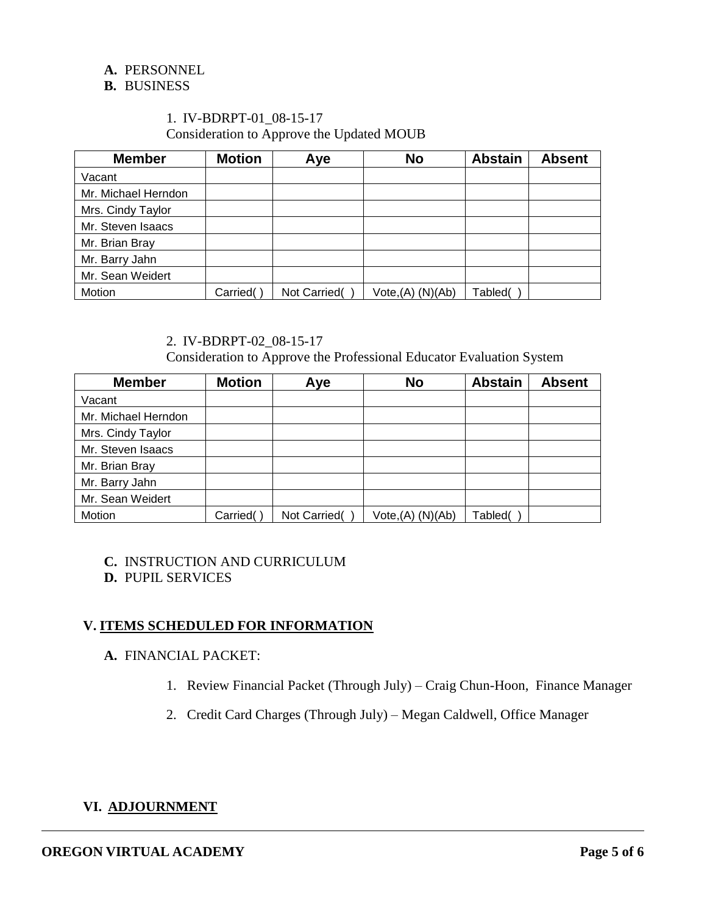**A.** PERSONNEL

**B.** BUSINESS

1. IV-BDRPT-01_08-15-17
Consideration to Approve the Updated MOUB

| Member | Motion | Aye | No | Abstain | Absent |
|---|---|---|---|---|---|
| Vacant | | | | | |
| Mr. Michael Herndon | | | | | |
| Mrs. Cindy Taylor | | | | | |
| Mr. Steven Isaacs | | | | | |
| Mr. Brian Bray | | | | | |
| Mr. Barry Jahn | | | | | |
| Mr. Sean Weidert | | | | | |
| Motion | Carried( ) | Not Carried( ) | Vote,(A) (N)(Ab) | Tabled( ) | |

2. IV-BDRPT-02_08-15-17
Consideration to Approve the Professional Educator Evaluation System

| Member | Motion | Aye | No | Abstain | Absent |
|---|---|---|---|---|---|
| Vacant | | | | | |
| Mr. Michael Herndon | | | | | |
| Mrs. Cindy Taylor | | | | | |
| Mr. Steven Isaacs | | | | | |
| Mr. Brian Bray | | | | | |
| Mr. Barry Jahn | | | | | |
| Mr. Sean Weidert | | | | | |
| Motion | Carried( ) | Not Carried( ) | Vote,(A) (N)(Ab) | Tabled( ) | |

**C.** INSTRUCTION AND CURRICULUM

**D.** PUPIL SERVICES

## V. ITEMS SCHEDULED FOR INFORMATION

**A.** FINANCIAL PACKET:

1. Review Financial Packet (Through July) – Craig Chun-Hoon, Finance Manager
2. Credit Card Charges (Through July) – Megan Caldwell, Office Manager

## VI. ADJOURNMENT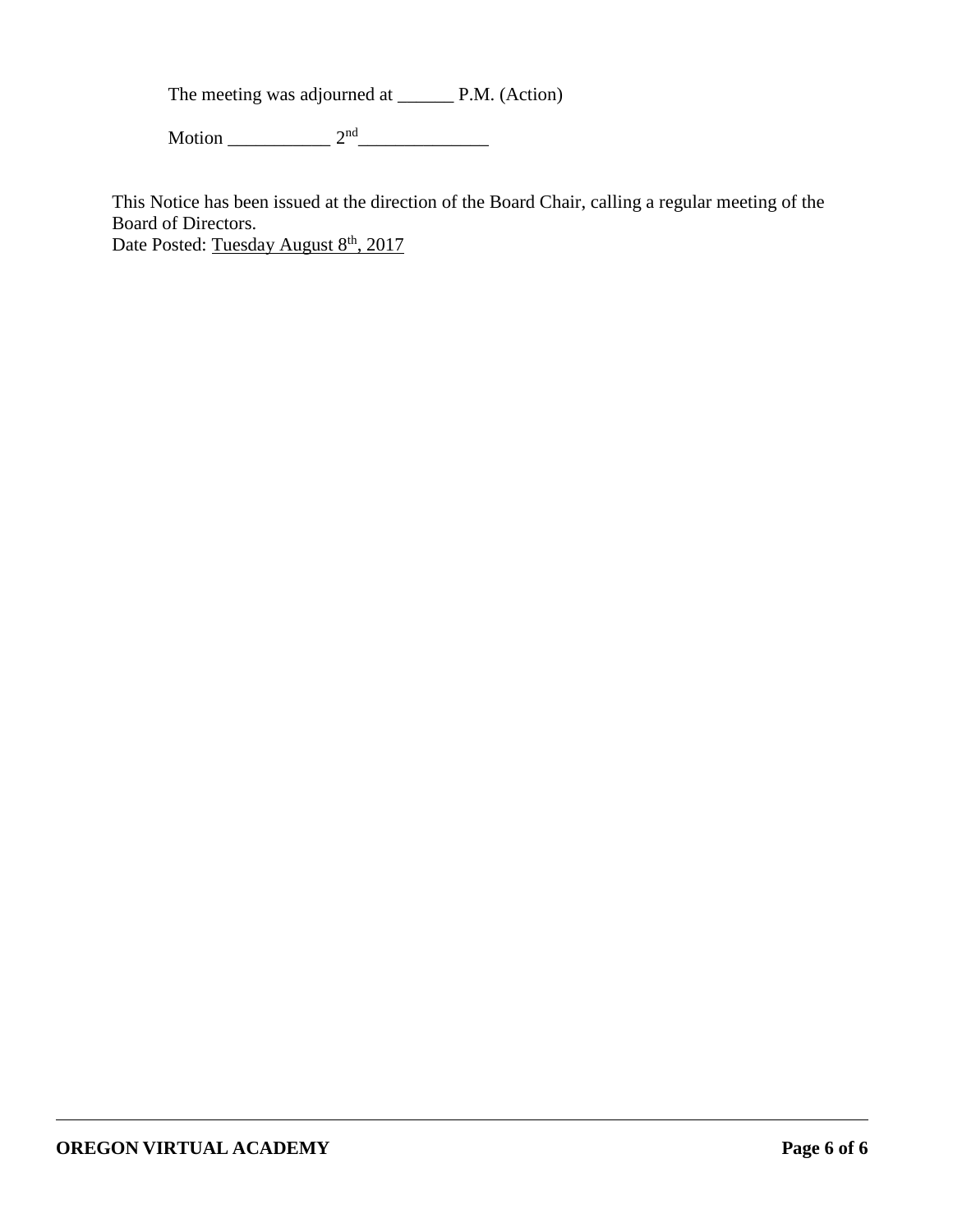The meeting was adjourned at ______ P.M. (Action)

Motion ___________ 2nd______________

This Notice has been issued at the direction of the Board Chair, calling a regular meeting of the Board of Directors.
Date Posted: Tuesday August 8th, 2017